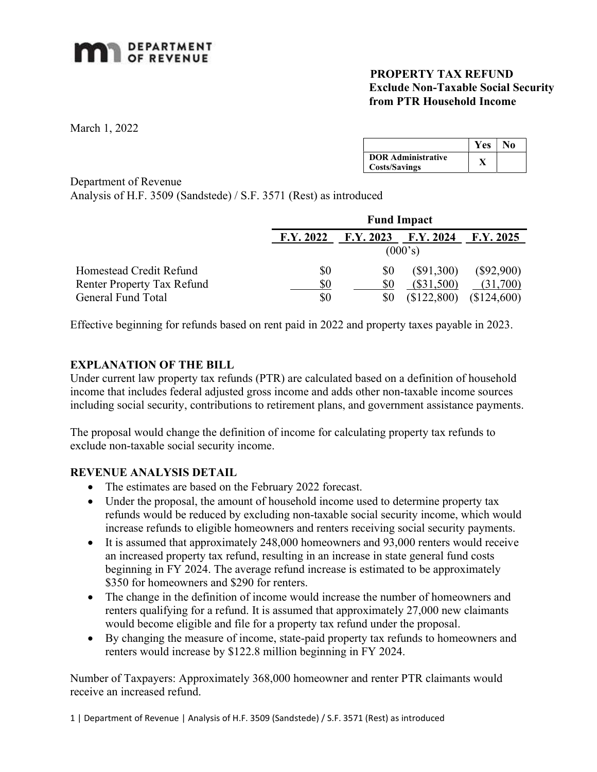# PROPERTY TAX REFUND
## Exclude Non-Taxable Social Security from PTR Household Income

March 1, 2022

| | Yes | No |
|---|---|---|
| **DOR Administrative Costs/Savings** | X | |

Department of Revenue
Analysis of H.F. 3509 (Sandstede) / S.F. 3571 (Rest) as introduced

| | Fund Impact | | | |
|---|---|---|---|---|
| | **F.Y. 2022** | **F.Y. 2023** | **F.Y. 2024** | **F.Y. 2025** |
| | (000's) | | | |
| Homestead Credit Refund | $0 | $0 | ($91,300) | ($92,900) |
| Renter Property Tax Refund | $0 | $0 | ($31,500) | (31,700) |
| General Fund Total | $0 | $0 | ($122,800) | ($124,600) |

Effective beginning for refunds based on rent paid in 2022 and property taxes payable in 2023.

**EXPLANATION OF THE BILL**

Under current law property tax refunds (PTR) are calculated based on a definition of household income that includes federal adjusted gross income and adds other non-taxable income sources including social security, contributions to retirement plans, and government assistance payments.

The proposal would change the definition of income for calculating property tax refunds to exclude non-taxable social security income.

**REVENUE ANALYSIS DETAIL**

- The estimates are based on the February 2022 forecast.
- Under the proposal, the amount of household income used to determine property tax refunds would be reduced by excluding non-taxable social security income, which would increase refunds to eligible homeowners and renters receiving social security payments.
- It is assumed that approximately 248,000 homeowners and 93,000 renters would receive an increased property tax refund, resulting in an increase in state general fund costs beginning in FY 2024. The average refund increase is estimated to be approximately $350 for homeowners and $290 for renters.
- The change in the definition of income would increase the number of homeowners and renters qualifying for a refund. It is assumed that approximately 27,000 new claimants would become eligible and file for a property tax refund under the proposal.
- By changing the measure of income, state-paid property tax refunds to homeowners and renters would increase by $122.8 million beginning in FY 2024.

Number of Taxpayers: Approximately 368,000 homeowner and renter PTR claimants would receive an increased refund.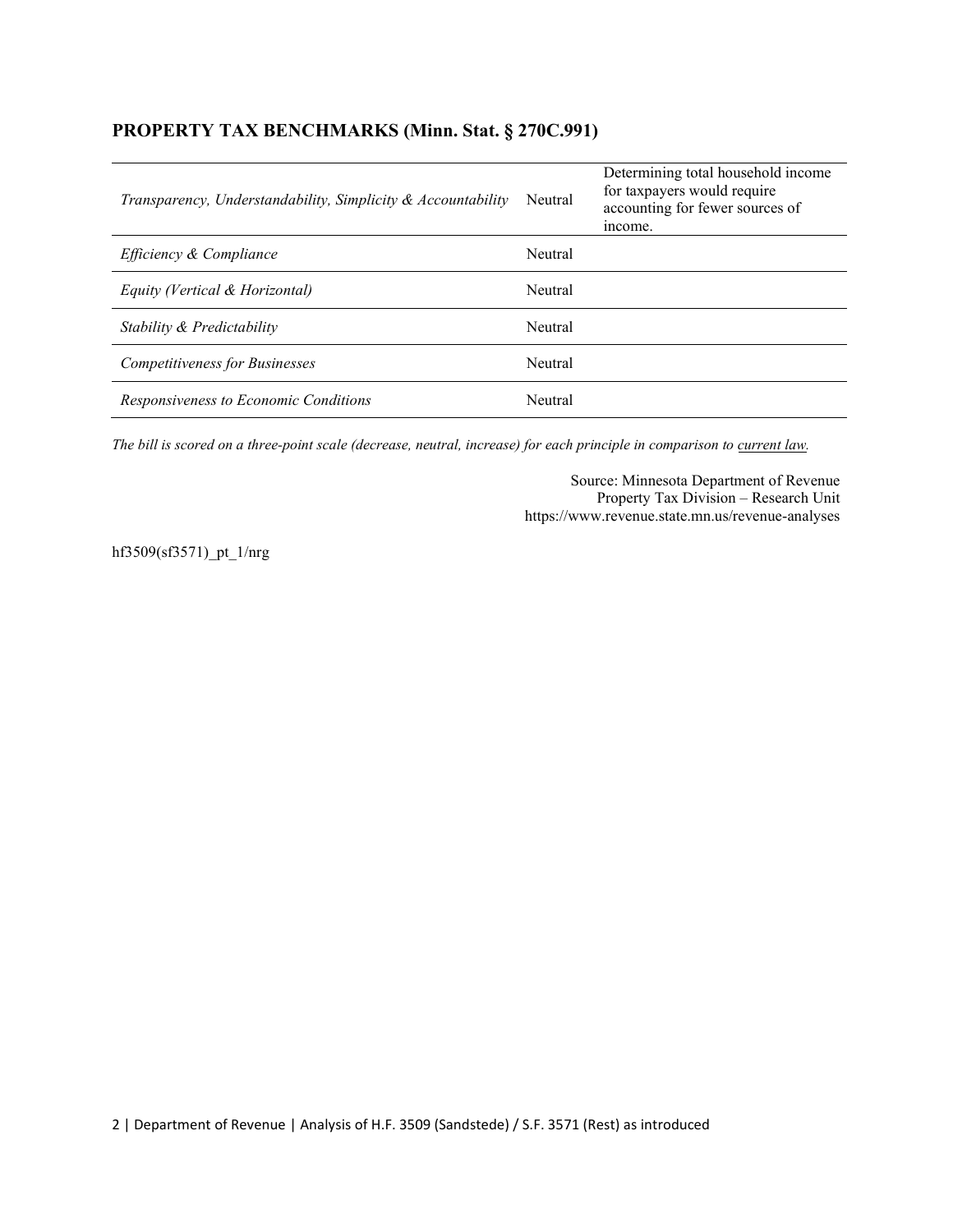## PROPERTY TAX BENCHMARKS (Minn. Stat. § 270C.991)

| | | |
|---|---|---|
| *Transparency, Understandability, Simplicity & Accountability* | Neutral | Determining total household income for taxpayers would require accounting for fewer sources of income. |
| *Efficiency & Compliance* | Neutral | |
| *Equity (Vertical & Horizontal)* | Neutral | |
| *Stability & Predictability* | Neutral | |
| *Competitiveness for Businesses* | Neutral | |
| *Responsiveness to Economic Conditions* | Neutral | |

*The bill is scored on a three-point scale (decrease, neutral, increase) for each principle in comparison to current law.*

Source: Minnesota Department of Revenue
Property Tax Division – Research Unit
https://www.revenue.state.mn.us/revenue-analyses

hf3509(sf3571)_pt_1/nrg